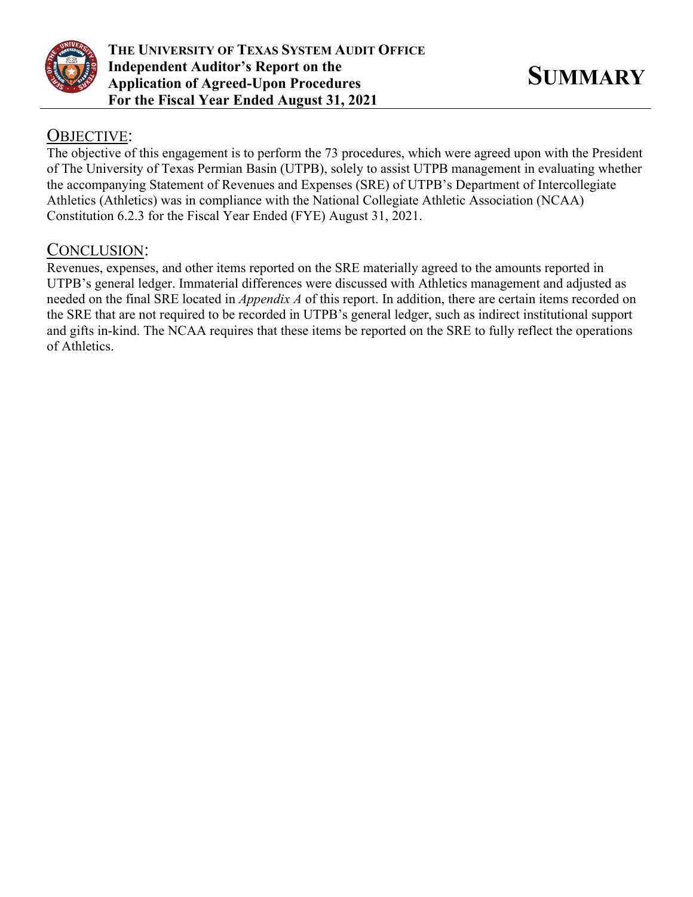**The University of Texas System Audit Office**
**Independent Auditor's Report on the Application of Agreed-Upon Procedures**
**For the Fiscal Year Ended August 31, 2021**

# SUMMARY

## OBJECTIVE:

The objective of this engagement is to perform the 73 procedures, which were agreed upon with the President of The University of Texas Permian Basin (UTPB), solely to assist UTPB management in evaluating whether the accompanying Statement of Revenues and Expenses (SRE) of UTPB's Department of Intercollegiate Athletics (Athletics) was in compliance with the National Collegiate Athletic Association (NCAA) Constitution 6.2.3 for the Fiscal Year Ended (FYE) August 31, 2021.

## CONCLUSION:

Revenues, expenses, and other items reported on the SRE materially agreed to the amounts reported in UTPB's general ledger. Immaterial differences were discussed with Athletics management and adjusted as needed on the final SRE located in *Appendix A* of this report. In addition, there are certain items recorded on the SRE that are not required to be recorded in UTPB's general ledger, such as indirect institutional support and gifts in-kind. The NCAA requires that these items be reported on the SRE to fully reflect the operations of Athletics.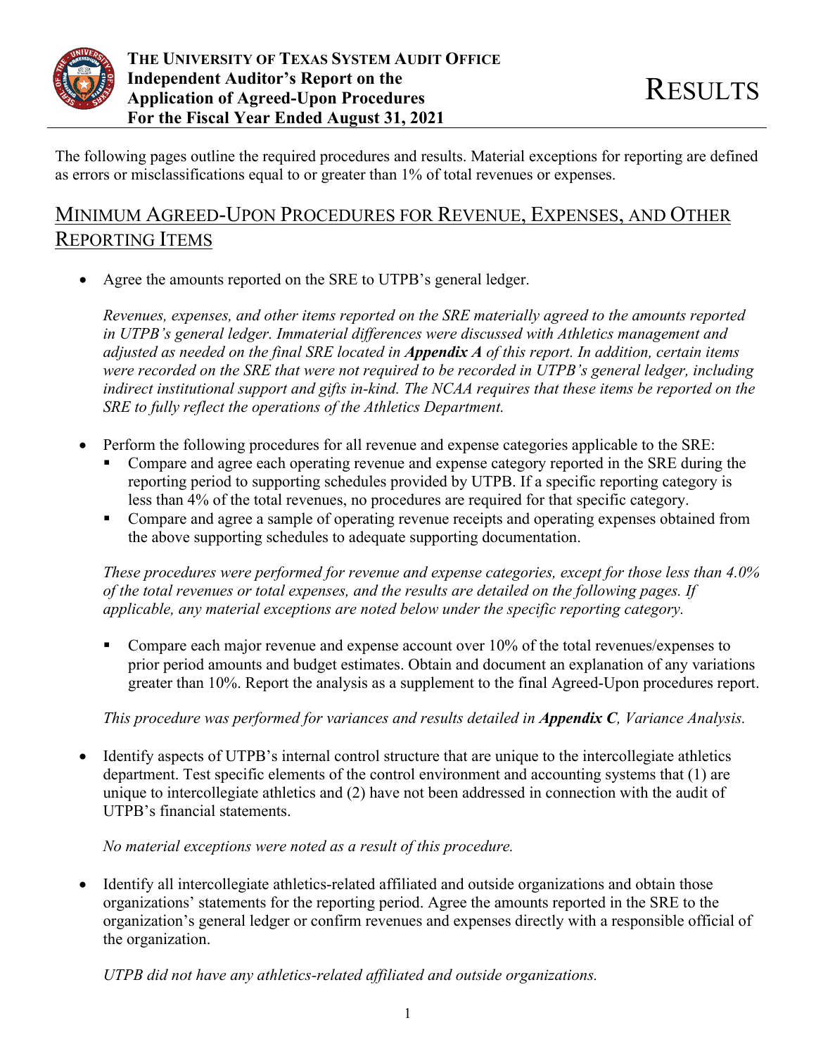# RESULTS

The following pages outline the required procedures and results. Material exceptions for reporting are defined as errors or misclassifications equal to or greater than 1% of total revenues or expenses.

## MINIMUM AGREED-UPON PROCEDURES FOR REVENUE, EXPENSES, AND OTHER REPORTING ITEMS

- Agree the amounts reported on the SRE to UTPB's general ledger.

  *Revenues, expenses, and other items reported on the SRE materially agreed to the amounts reported in UTPB's general ledger. Immaterial differences were discussed with Athletics management and adjusted as needed on the final SRE located in **Appendix A** of this report. In addition, certain items were recorded on the SRE that were not required to be recorded in UTPB's general ledger, including indirect institutional support and gifts in-kind. The NCAA requires that these items be reported on the SRE to fully reflect the operations of the Athletics Department.*

- Perform the following procedures for all revenue and expense categories applicable to the SRE:
  - Compare and agree each operating revenue and expense category reported in the SRE during the reporting period to supporting schedules provided by UTPB. If a specific reporting category is less than 4% of the total revenues, no procedures are required for that specific category.
  - Compare and agree a sample of operating revenue receipts and operating expenses obtained from the above supporting schedules to adequate supporting documentation.

  *These procedures were performed for revenue and expense categories, except for those less than 4.0% of the total revenues or total expenses, and the results are detailed on the following pages. If applicable, any material exceptions are noted below under the specific reporting category.*

  - Compare each major revenue and expense account over 10% of the total revenues/expenses to prior period amounts and budget estimates. Obtain and document an explanation of any variations greater than 10%. Report the analysis as a supplement to the final Agreed-Upon procedures report.

  *This procedure was performed for variances and results detailed in **Appendix C**, Variance Analysis.*

- Identify aspects of UTPB's internal control structure that are unique to the intercollegiate athletics department. Test specific elements of the control environment and accounting systems that (1) are unique to intercollegiate athletics and (2) have not been addressed in connection with the audit of UTPB's financial statements.

  *No material exceptions were noted as a result of this procedure.*

- Identify all intercollegiate athletics-related affiliated and outside organizations and obtain those organizations' statements for the reporting period. Agree the amounts reported in the SRE to the organization's general ledger or confirm revenues and expenses directly with a responsible official of the organization.

  *UTPB did not have any athletics-related affiliated and outside organizations.*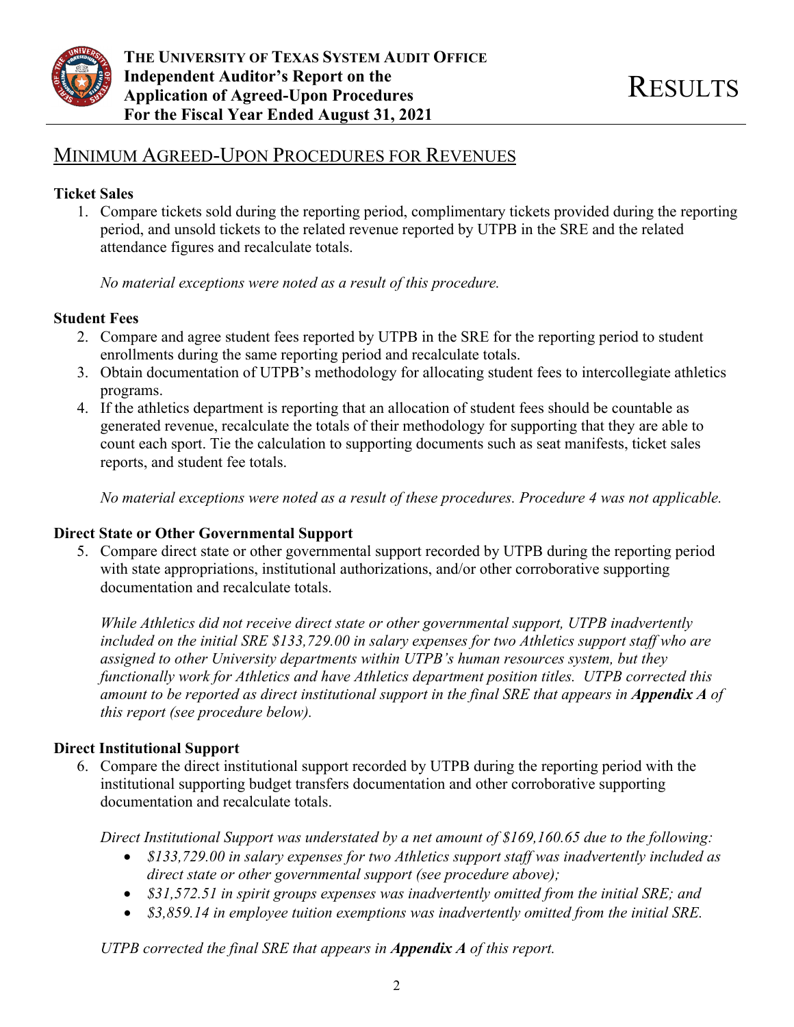## Minimum Agreed-Upon Procedures for Revenues

**Ticket Sales**

1. Compare tickets sold during the reporting period, complimentary tickets provided during the reporting period, and unsold tickets to the related revenue reported by UTPB in the SRE and the related attendance figures and recalculate totals.

   *No material exceptions were noted as a result of this procedure.*

**Student Fees**

2. Compare and agree student fees reported by UTPB in the SRE for the reporting period to student enrollments during the same reporting period and recalculate totals.
3. Obtain documentation of UTPB's methodology for allocating student fees to intercollegiate athletics programs.
4. If the athletics department is reporting that an allocation of student fees should be countable as generated revenue, recalculate the totals of their methodology for supporting that they are able to count each sport. Tie the calculation to supporting documents such as seat manifests, ticket sales reports, and student fee totals.

   *No material exceptions were noted as a result of these procedures. Procedure 4 was not applicable.*

**Direct State or Other Governmental Support**

5. Compare direct state or other governmental support recorded by UTPB during the reporting period with state appropriations, institutional authorizations, and/or other corroborative supporting documentation and recalculate totals.

   *While Athletics did not receive direct state or other governmental support, UTPB inadvertently included on the initial SRE $133,729.00 in salary expenses for two Athletics support staff who are assigned to other University departments within UTPB's human resources system, but they functionally work for Athletics and have Athletics department position titles. UTPB corrected this amount to be reported as direct institutional support in the final SRE that appears in **Appendix A** of this report (see procedure below).*

**Direct Institutional Support**

6. Compare the direct institutional support recorded by UTPB during the reporting period with the institutional supporting budget transfers documentation and other corroborative supporting documentation and recalculate totals.

   *Direct Institutional Support was understated by a net amount of $169,160.65 due to the following:*

   - *$133,729.00 in salary expenses for two Athletics support staff was inadvertently included as direct state or other governmental support (see procedure above);*
   - *$31,572.51 in spirit groups expenses was inadvertently omitted from the initial SRE; and*
   - *$3,859.14 in employee tuition exemptions was inadvertently omitted from the initial SRE.*

   *UTPB corrected the final SRE that appears in **Appendix A** of this report.*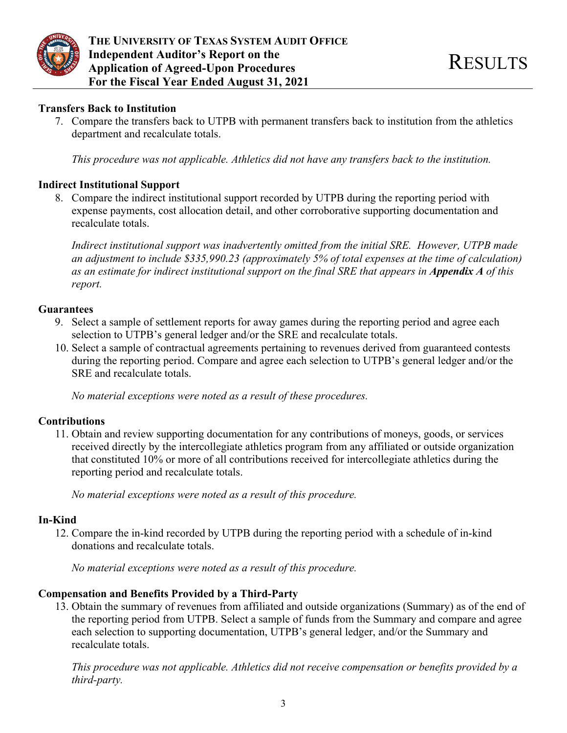**Transfers Back to Institution**

7. Compare the transfers back to UTPB with permanent transfers back to institution from the athletics department and recalculate totals.

   *This procedure was not applicable. Athletics did not have any transfers back to the institution.*

**Indirect Institutional Support**

8. Compare the indirect institutional support recorded by UTPB during the reporting period with expense payments, cost allocation detail, and other corroborative supporting documentation and recalculate totals.

   *Indirect institutional support was inadvertently omitted from the initial SRE. However, UTPB made an adjustment to include $335,990.23 (approximately 5% of total expenses at the time of calculation) as an estimate for indirect institutional support on the final SRE that appears in* ***Appendix A*** *of this report.*

**Guarantees**

9. Select a sample of settlement reports for away games during the reporting period and agree each selection to UTPB's general ledger and/or the SRE and recalculate totals.
10. Select a sample of contractual agreements pertaining to revenues derived from guaranteed contests during the reporting period. Compare and agree each selection to UTPB's general ledger and/or the SRE and recalculate totals.

    *No material exceptions were noted as a result of these procedures.*

**Contributions**

11. Obtain and review supporting documentation for any contributions of moneys, goods, or services received directly by the intercollegiate athletics program from any affiliated or outside organization that constituted 10% or more of all contributions received for intercollegiate athletics during the reporting period and recalculate totals.

    *No material exceptions were noted as a result of this procedure.*

**In-Kind**

12. Compare the in-kind recorded by UTPB during the reporting period with a schedule of in-kind donations and recalculate totals.

    *No material exceptions were noted as a result of this procedure.*

**Compensation and Benefits Provided by a Third-Party**

13. Obtain the summary of revenues from affiliated and outside organizations (Summary) as of the end of the reporting period from UTPB. Select a sample of funds from the Summary and compare and agree each selection to supporting documentation, UTPB's general ledger, and/or the Summary and recalculate totals.

    *This procedure was not applicable. Athletics did not receive compensation or benefits provided by a third-party.*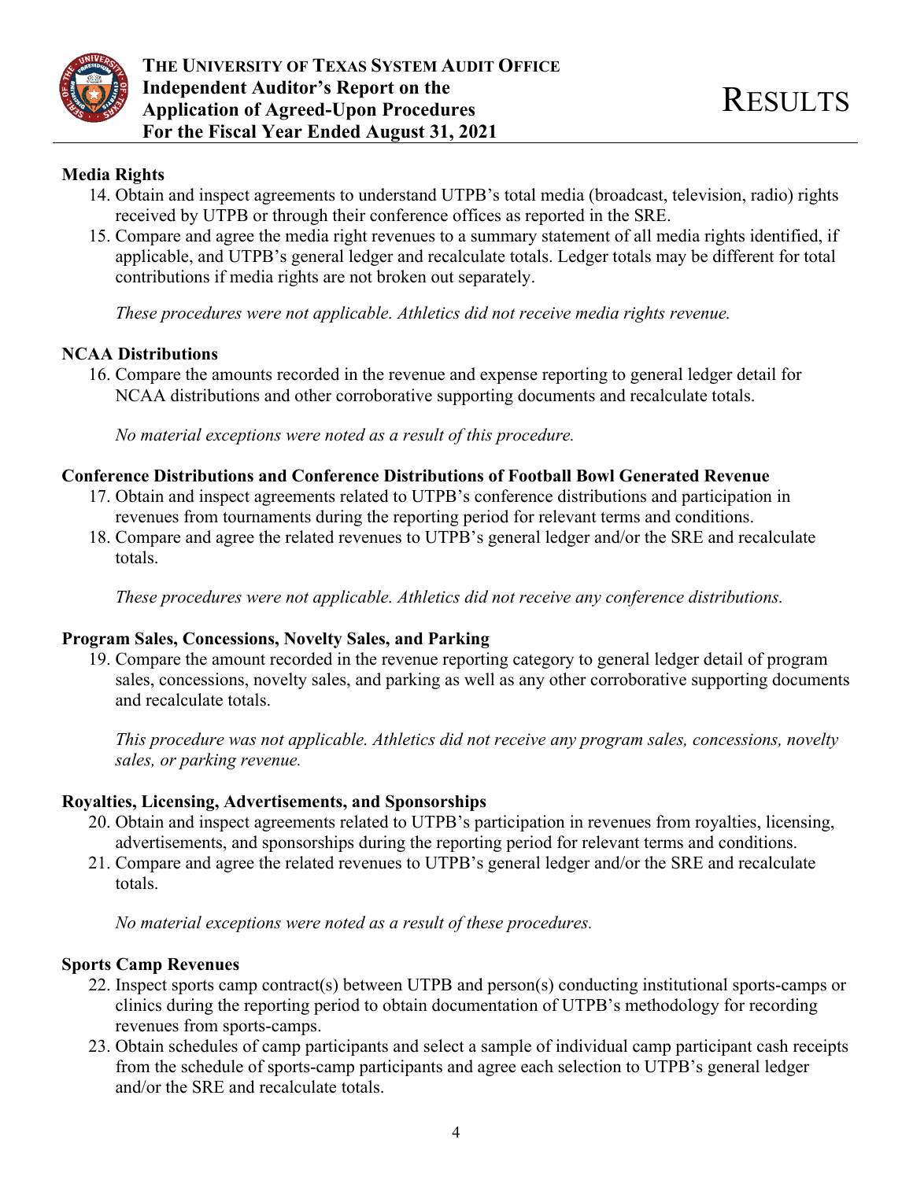### Media Rights

14. Obtain and inspect agreements to understand UTPB's total media (broadcast, television, radio) rights received by UTPB or through their conference offices as reported in the SRE.
15. Compare and agree the media right revenues to a summary statement of all media rights identified, if applicable, and UTPB's general ledger and recalculate totals. Ledger totals may be different for total contributions if media rights are not broken out separately.

*These procedures were not applicable. Athletics did not receive media rights revenue.*

### NCAA Distributions

16. Compare the amounts recorded in the revenue and expense reporting to general ledger detail for NCAA distributions and other corroborative supporting documents and recalculate totals.

*No material exceptions were noted as a result of this procedure.*

### Conference Distributions and Conference Distributions of Football Bowl Generated Revenue

17. Obtain and inspect agreements related to UTPB's conference distributions and participation in revenues from tournaments during the reporting period for relevant terms and conditions.
18. Compare and agree the related revenues to UTPB's general ledger and/or the SRE and recalculate totals.

*These procedures were not applicable. Athletics did not receive any conference distributions.*

### Program Sales, Concessions, Novelty Sales, and Parking

19. Compare the amount recorded in the revenue reporting category to general ledger detail of program sales, concessions, novelty sales, and parking as well as any other corroborative supporting documents and recalculate totals.

*This procedure was not applicable. Athletics did not receive any program sales, concessions, novelty sales, or parking revenue.*

### Royalties, Licensing, Advertisements, and Sponsorships

20. Obtain and inspect agreements related to UTPB's participation in revenues from royalties, licensing, advertisements, and sponsorships during the reporting period for relevant terms and conditions.
21. Compare and agree the related revenues to UTPB's general ledger and/or the SRE and recalculate totals.

*No material exceptions were noted as a result of these procedures.*

### Sports Camp Revenues

22. Inspect sports camp contract(s) between UTPB and person(s) conducting institutional sports-camps or clinics during the reporting period to obtain documentation of UTPB's methodology for recording revenues from sports-camps.
23. Obtain schedules of camp participants and select a sample of individual camp participant cash receipts from the schedule of sports-camp participants and agree each selection to UTPB's general ledger and/or the SRE and recalculate totals.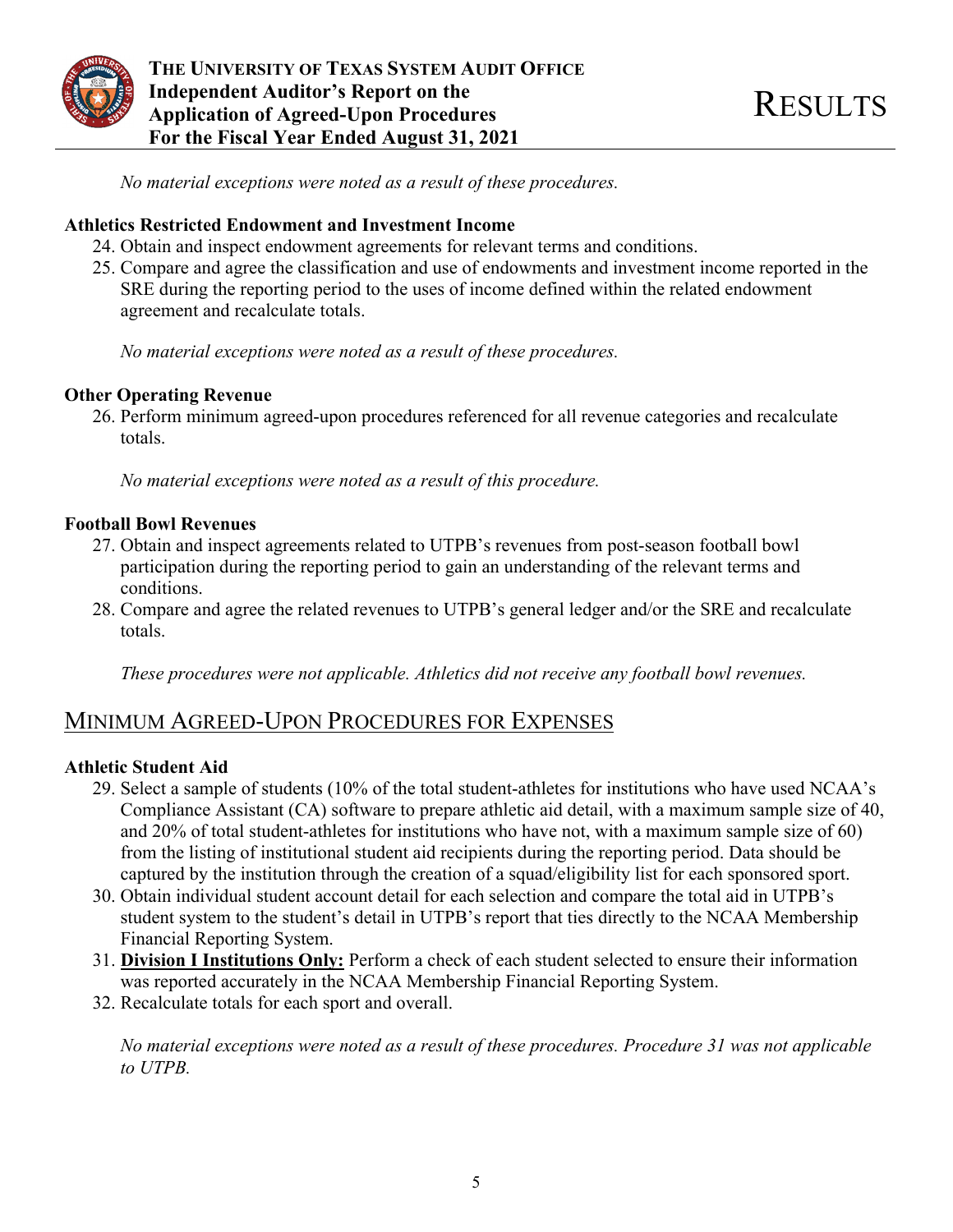*No material exceptions were noted as a result of these procedures.*

**Athletics Restricted Endowment and Investment Income**

24. Obtain and inspect endowment agreements for relevant terms and conditions.
25. Compare and agree the classification and use of endowments and investment income reported in the SRE during the reporting period to the uses of income defined within the related endowment agreement and recalculate totals.

*No material exceptions were noted as a result of these procedures.*

**Other Operating Revenue**

26. Perform minimum agreed-upon procedures referenced for all revenue categories and recalculate totals.

*No material exceptions were noted as a result of this procedure.*

**Football Bowl Revenues**

27. Obtain and inspect agreements related to UTPB's revenues from post-season football bowl participation during the reporting period to gain an understanding of the relevant terms and conditions.
28. Compare and agree the related revenues to UTPB's general ledger and/or the SRE and recalculate totals.

*These procedures were not applicable. Athletics did not receive any football bowl revenues.*

## Minimum Agreed-Upon Procedures for Expenses

**Athletic Student Aid**

29. Select a sample of students (10% of the total student-athletes for institutions who have used NCAA's Compliance Assistant (CA) software to prepare athletic aid detail, with a maximum sample size of 40, and 20% of total student-athletes for institutions who have not, with a maximum sample size of 60) from the listing of institutional student aid recipients during the reporting period. Data should be captured by the institution through the creation of a squad/eligibility list for each sponsored sport.
30. Obtain individual student account detail for each selection and compare the total aid in UTPB's student system to the student's detail in UTPB's report that ties directly to the NCAA Membership Financial Reporting System.
31. **Division I Institutions Only:** Perform a check of each student selected to ensure their information was reported accurately in the NCAA Membership Financial Reporting System.
32. Recalculate totals for each sport and overall.

*No material exceptions were noted as a result of these procedures. Procedure 31 was not applicable to UTPB.*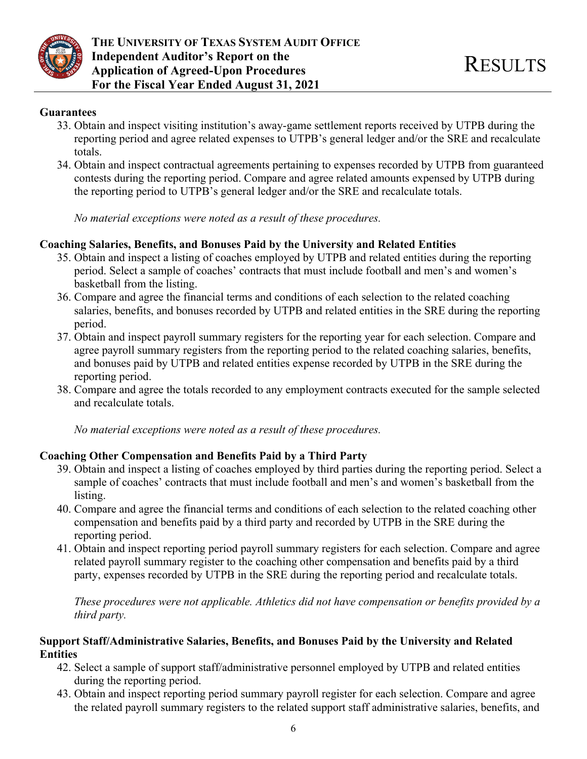**Guarantees**

33. Obtain and inspect visiting institution's away-game settlement reports received by UTPB during the reporting period and agree related expenses to UTPB's general ledger and/or the SRE and recalculate totals.
34. Obtain and inspect contractual agreements pertaining to expenses recorded by UTPB from guaranteed contests during the reporting period. Compare and agree related amounts expensed by UTPB during the reporting period to UTPB's general ledger and/or the SRE and recalculate totals.

*No material exceptions were noted as a result of these procedures.*

**Coaching Salaries, Benefits, and Bonuses Paid by the University and Related Entities**

35. Obtain and inspect a listing of coaches employed by UTPB and related entities during the reporting period. Select a sample of coaches' contracts that must include football and men's and women's basketball from the listing.
36. Compare and agree the financial terms and conditions of each selection to the related coaching salaries, benefits, and bonuses recorded by UTPB and related entities in the SRE during the reporting period.
37. Obtain and inspect payroll summary registers for the reporting year for each selection. Compare and agree payroll summary registers from the reporting period to the related coaching salaries, benefits, and bonuses paid by UTPB and related entities expense recorded by UTPB in the SRE during the reporting period.
38. Compare and agree the totals recorded to any employment contracts executed for the sample selected and recalculate totals.

*No material exceptions were noted as a result of these procedures.*

**Coaching Other Compensation and Benefits Paid by a Third Party**

39. Obtain and inspect a listing of coaches employed by third parties during the reporting period. Select a sample of coaches' contracts that must include football and men's and women's basketball from the listing.
40. Compare and agree the financial terms and conditions of each selection to the related coaching other compensation and benefits paid by a third party and recorded by UTPB in the SRE during the reporting period.
41. Obtain and inspect reporting period payroll summary registers for each selection. Compare and agree related payroll summary register to the coaching other compensation and benefits paid by a third party, expenses recorded by UTPB in the SRE during the reporting period and recalculate totals.

*These procedures were not applicable. Athletics did not have compensation or benefits provided by a third party.*

**Support Staff/Administrative Salaries, Benefits, and Bonuses Paid by the University and Related Entities**

42. Select a sample of support staff/administrative personnel employed by UTPB and related entities during the reporting period.
43. Obtain and inspect reporting period summary payroll register for each selection. Compare and agree the related payroll summary registers to the related support staff administrative salaries, benefits, and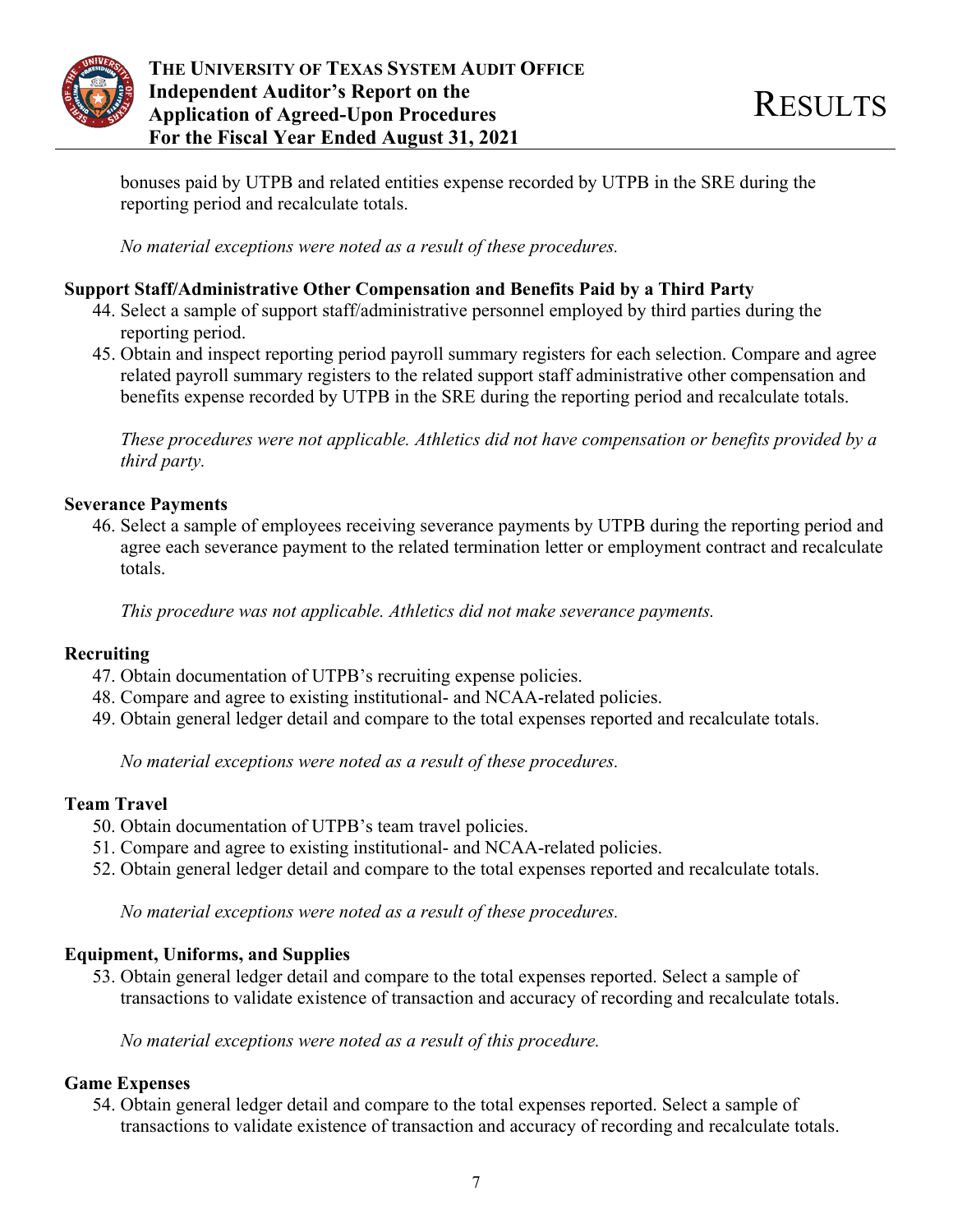bonuses paid by UTPB and related entities expense recorded by UTPB in the SRE during the reporting period and recalculate totals.

*No material exceptions were noted as a result of these procedures.*

**Support Staff/Administrative Other Compensation and Benefits Paid by a Third Party**

44. Select a sample of support staff/administrative personnel employed by third parties during the reporting period.
45. Obtain and inspect reporting period payroll summary registers for each selection. Compare and agree related payroll summary registers to the related support staff administrative other compensation and benefits expense recorded by UTPB in the SRE during the reporting period and recalculate totals.

*These procedures were not applicable. Athletics did not have compensation or benefits provided by a third party.*

**Severance Payments**

46. Select a sample of employees receiving severance payments by UTPB during the reporting period and agree each severance payment to the related termination letter or employment contract and recalculate totals.

*This procedure was not applicable. Athletics did not make severance payments.*

**Recruiting**

47. Obtain documentation of UTPB's recruiting expense policies.
48. Compare and agree to existing institutional- and NCAA-related policies.
49. Obtain general ledger detail and compare to the total expenses reported and recalculate totals.

*No material exceptions were noted as a result of these procedures.*

**Team Travel**

50. Obtain documentation of UTPB's team travel policies.
51. Compare and agree to existing institutional- and NCAA-related policies.
52. Obtain general ledger detail and compare to the total expenses reported and recalculate totals.

*No material exceptions were noted as a result of these procedures.*

**Equipment, Uniforms, and Supplies**

53. Obtain general ledger detail and compare to the total expenses reported. Select a sample of transactions to validate existence of transaction and accuracy of recording and recalculate totals.

*No material exceptions were noted as a result of this procedure.*

**Game Expenses**

54. Obtain general ledger detail and compare to the total expenses reported. Select a sample of transactions to validate existence of transaction and accuracy of recording and recalculate totals.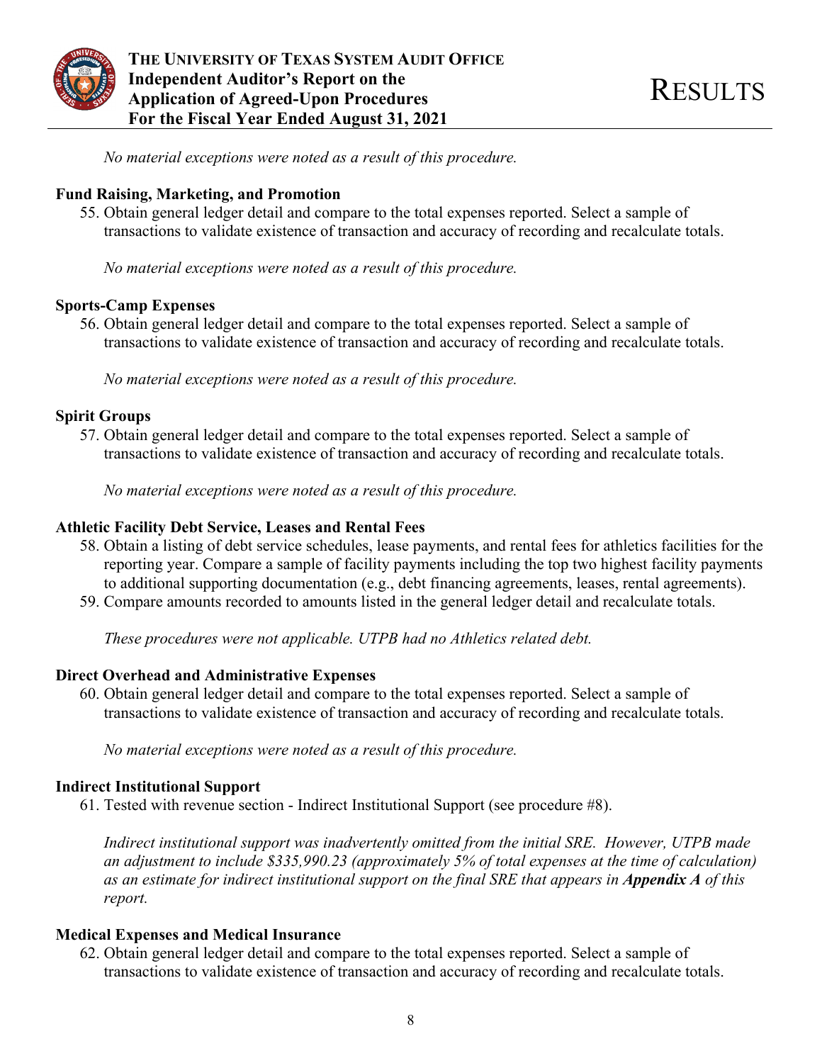*No material exceptions were noted as a result of this procedure.*

**Fund Raising, Marketing, and Promotion**

55. Obtain general ledger detail and compare to the total expenses reported. Select a sample of transactions to validate existence of transaction and accuracy of recording and recalculate totals.

*No material exceptions were noted as a result of this procedure.*

**Sports-Camp Expenses**

56. Obtain general ledger detail and compare to the total expenses reported. Select a sample of transactions to validate existence of transaction and accuracy of recording and recalculate totals.

*No material exceptions were noted as a result of this procedure.*

**Spirit Groups**

57. Obtain general ledger detail and compare to the total expenses reported. Select a sample of transactions to validate existence of transaction and accuracy of recording and recalculate totals.

*No material exceptions were noted as a result of this procedure.*

**Athletic Facility Debt Service, Leases and Rental Fees**

58. Obtain a listing of debt service schedules, lease payments, and rental fees for athletics facilities for the reporting year. Compare a sample of facility payments including the top two highest facility payments to additional supporting documentation (e.g., debt financing agreements, leases, rental agreements).
59. Compare amounts recorded to amounts listed in the general ledger detail and recalculate totals.

*These procedures were not applicable. UTPB had no Athletics related debt.*

**Direct Overhead and Administrative Expenses**

60. Obtain general ledger detail and compare to the total expenses reported. Select a sample of transactions to validate existence of transaction and accuracy of recording and recalculate totals.

*No material exceptions were noted as a result of this procedure.*

**Indirect Institutional Support**

61. Tested with revenue section - Indirect Institutional Support (see procedure #8).

*Indirect institutional support was inadvertently omitted from the initial SRE. However, UTPB made an adjustment to include $335,990.23 (approximately 5% of total expenses at the time of calculation) as an estimate for indirect institutional support on the final SRE that appears in **Appendix A** of this report.*

**Medical Expenses and Medical Insurance**

62. Obtain general ledger detail and compare to the total expenses reported. Select a sample of transactions to validate existence of transaction and accuracy of recording and recalculate totals.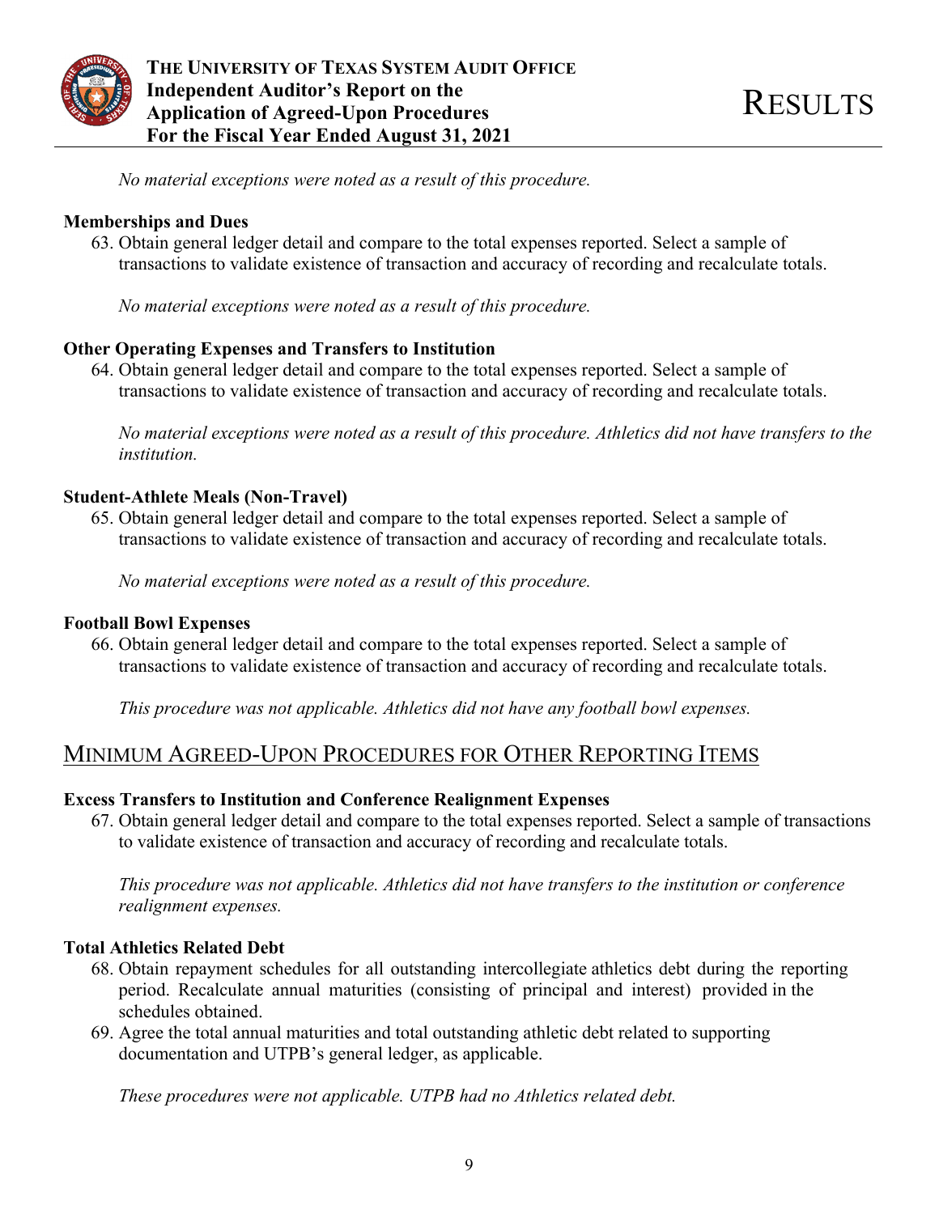*No material exceptions were noted as a result of this procedure.*

**Memberships and Dues**

63. Obtain general ledger detail and compare to the total expenses reported. Select a sample of transactions to validate existence of transaction and accuracy of recording and recalculate totals.

    *No material exceptions were noted as a result of this procedure.*

**Other Operating Expenses and Transfers to Institution**

64. Obtain general ledger detail and compare to the total expenses reported. Select a sample of transactions to validate existence of transaction and accuracy of recording and recalculate totals.

    *No material exceptions were noted as a result of this procedure. Athletics did not have transfers to the institution.*

**Student-Athlete Meals (Non-Travel)**

65. Obtain general ledger detail and compare to the total expenses reported. Select a sample of transactions to validate existence of transaction and accuracy of recording and recalculate totals.

    *No material exceptions were noted as a result of this procedure.*

**Football Bowl Expenses**

66. Obtain general ledger detail and compare to the total expenses reported. Select a sample of transactions to validate existence of transaction and accuracy of recording and recalculate totals.

    *This procedure was not applicable. Athletics did not have any football bowl expenses.*

## Minimum Agreed-Upon Procedures for Other Reporting Items

**Excess Transfers to Institution and Conference Realignment Expenses**

67. Obtain general ledger detail and compare to the total expenses reported. Select a sample of transactions to validate existence of transaction and accuracy of recording and recalculate totals.

    *This procedure was not applicable. Athletics did not have transfers to the institution or conference realignment expenses.*

**Total Athletics Related Debt**

68. Obtain repayment schedules for all outstanding intercollegiate athletics debt during the reporting period. Recalculate annual maturities (consisting of principal and interest) provided in the schedules obtained.
69. Agree the total annual maturities and total outstanding athletic debt related to supporting documentation and UTPB's general ledger, as applicable.

    *These procedures were not applicable. UTPB had no Athletics related debt.*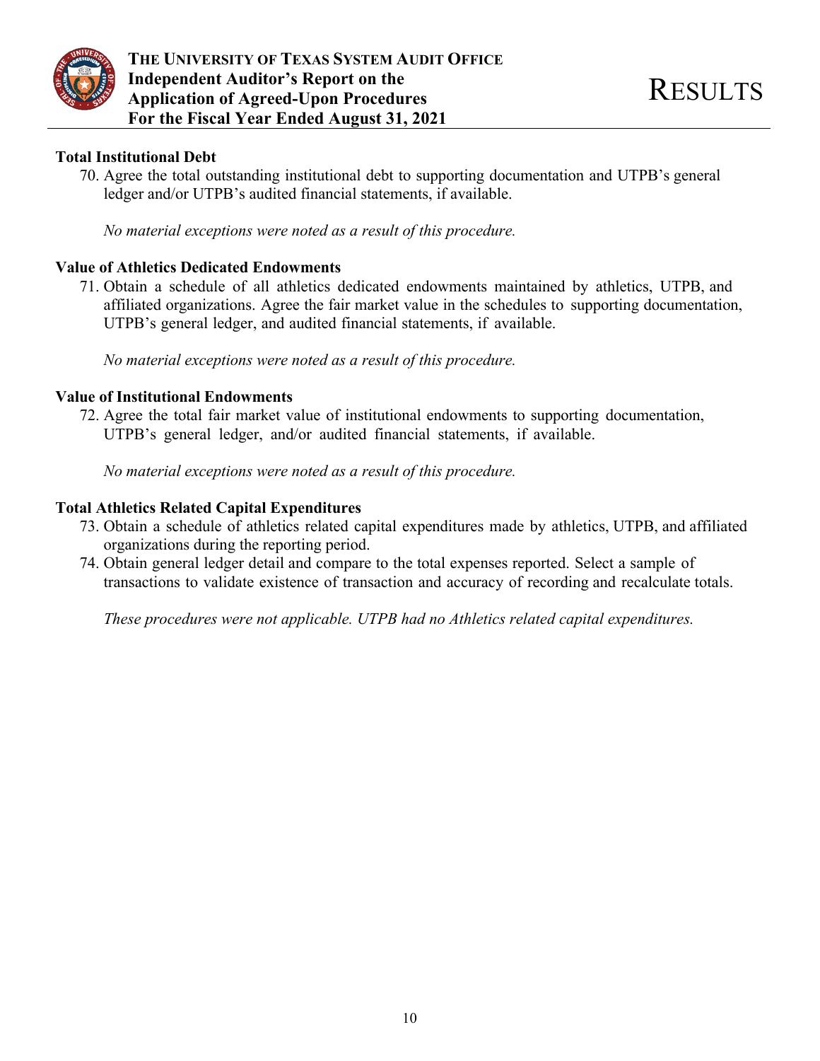### Total Institutional Debt

70. Agree the total outstanding institutional debt to supporting documentation and UTPB's general ledger and/or UTPB's audited financial statements, if available.

*No material exceptions were noted as a result of this procedure.*

### Value of Athletics Dedicated Endowments

71. Obtain a schedule of all athletics dedicated endowments maintained by athletics, UTPB, and affiliated organizations. Agree the fair market value in the schedules to supporting documentation, UTPB's general ledger, and audited financial statements, if available.

*No material exceptions were noted as a result of this procedure.*

### Value of Institutional Endowments

72. Agree the total fair market value of institutional endowments to supporting documentation, UTPB's general ledger, and/or audited financial statements, if available.

*No material exceptions were noted as a result of this procedure.*

### Total Athletics Related Capital Expenditures

73. Obtain a schedule of athletics related capital expenditures made by athletics, UTPB, and affiliated organizations during the reporting period.
74. Obtain general ledger detail and compare to the total expenses reported. Select a sample of transactions to validate existence of transaction and accuracy of recording and recalculate totals.

*These procedures were not applicable. UTPB had no Athletics related capital expenditures.*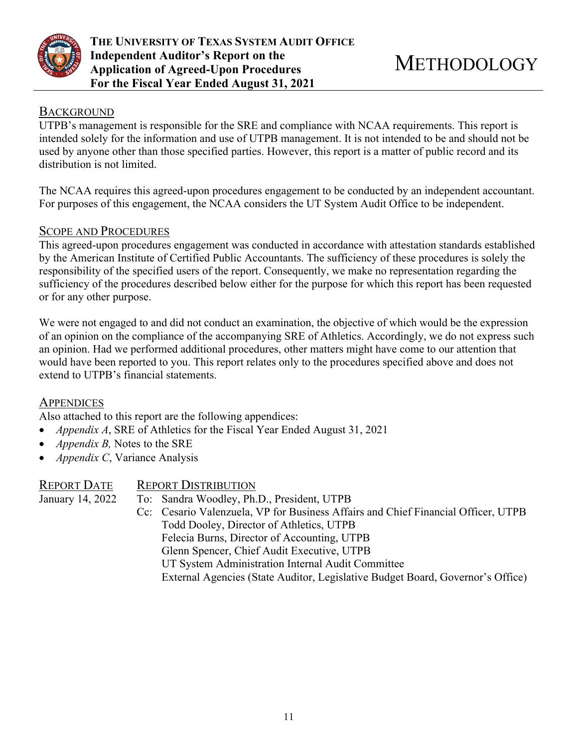# METHODOLOGY

## Background

UTPB's management is responsible for the SRE and compliance with NCAA requirements. This report is intended solely for the information and use of UTPB management. It is not intended to be and should not be used by anyone other than those specified parties. However, this report is a matter of public record and its distribution is not limited.

The NCAA requires this agreed-upon procedures engagement to be conducted by an independent accountant. For purposes of this engagement, the NCAA considers the UT System Audit Office to be independent.

## Scope and Procedures

This agreed-upon procedures engagement was conducted in accordance with attestation standards established by the American Institute of Certified Public Accountants. The sufficiency of these procedures is solely the responsibility of the specified users of the report. Consequently, we make no representation regarding the sufficiency of the procedures described below either for the purpose for which this report has been requested or for any other purpose.

We were not engaged to and did not conduct an examination, the objective of which would be the expression of an opinion on the compliance of the accompanying SRE of Athletics. Accordingly, we do not express such an opinion. Had we performed additional procedures, other matters might have come to our attention that would have been reported to you. This report relates only to the procedures specified above and does not extend to UTPB's financial statements.

## Appendices

Also attached to this report are the following appendices:

- *Appendix A*, SRE of Athletics for the Fiscal Year Ended August 31, 2021
- *Appendix B,* Notes to the SRE
- *Appendix C*, Variance Analysis

## Report Date

January 14, 2022

## Report Distribution

To: Sandra Woodley, Ph.D., President, UTPB

Cc: Cesario Valenzuela, VP for Business Affairs and Chief Financial Officer, UTPB
Todd Dooley, Director of Athletics, UTPB
Felecia Burns, Director of Accounting, UTPB
Glenn Spencer, Chief Audit Executive, UTPB
UT System Administration Internal Audit Committee
External Agencies (State Auditor, Legislative Budget Board, Governor's Office)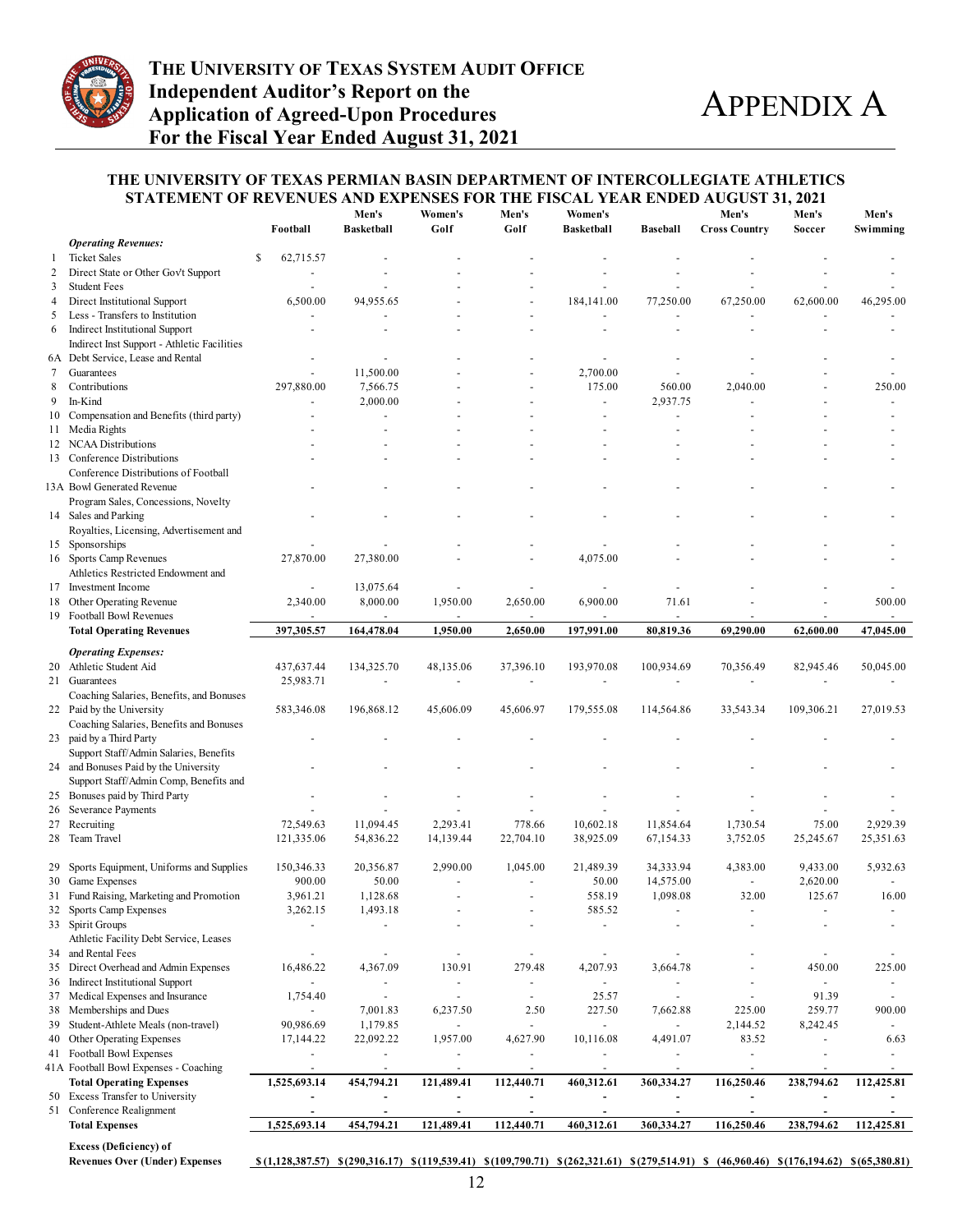# THE UNIVERSITY OF TEXAS SYSTEM AUDIT OFFICE
## Independent Auditor's Report on the Application of Agreed-Upon Procedures For the Fiscal Year Ended August 31, 2021

# APPENDIX A

### THE UNIVERSITY OF TEXAS PERMIAN BASIN DEPARTMENT OF INTERCOLLEGIATE ATHLETICS STATEMENT OF REVENUES AND EXPENSES FOR THE FISCAL YEAR ENDED AUGUST 31, 2021

| | | Football | Men's Basketball | Women's Golf | Men's Golf | Women's Basketball | Baseball | Men's Cross Country | Men's Soccer | Men's Swimming |
|---|---|---|---|---|---|---|---|---|---|---|
| | ***Operating Revenues:*** | | | | | | | | | |
| 1 | Ticket Sales | $ 62,715.57 | - | - | - | - | - | - | - | - |
| 2 | Direct State or Other Gov't Support | - | - | - | - | - | - | - | - | - |
| 3 | Student Fees | - | - | - | - | - | - | - | - | - |
| 4 | Direct Institutional Support | 6,500.00 | 94,955.65 | - | - | 184,141.00 | 77,250.00 | 67,250.00 | 62,600.00 | 46,295.00 |
| 5 | Less - Transfers to Institution | - | - | - | - | - | - | - | - | - |
| 6 | Indirect Institutional Support | - | - | - | - | - | - | - | - | - |
| 6A | Indirect Inst Support - Athletic Facilities Debt Service, Lease and Rental | - | - | - | - | - | - | - | - | - |
| 7 | Guarantees | - | 11,500.00 | - | - | 2,700.00 | - | - | - | - |
| 8 | Contributions | 297,880.00 | 7,566.75 | - | - | 175.00 | 560.00 | 2,040.00 | - | 250.00 |
| 9 | In-Kind | - | 2,000.00 | - | - | - | 2,937.75 | - | - | - |
| 10 | Compensation and Benefits (third party) | - | - | - | - | - | - | - | - | - |
| 11 | Media Rights | - | - | - | - | - | - | - | - | - |
| 12 | NCAA Distributions | - | - | - | - | - | - | - | - | - |
| 13 | Conference Distributions | - | - | - | - | - | - | - | - | - |
| 13A | Conference Distributions of Football Bowl Generated Revenue | - | - | - | - | - | - | - | - | - |
| 14 | Program Sales, Concessions, Novelty Sales and Parking | - | - | - | - | - | - | - | - | - |
| 15 | Royalties, Licensing, Advertisement and Sponsorships | - | - | - | - | - | - | - | - | - |
| 16 | Sports Camp Revenues | 27,870.00 | 27,380.00 | - | - | 4,075.00 | - | - | - | - |
| 17 | Athletics Restricted Endowment and Investment Income | - | 13,075.64 | - | - | - | - | - | - | - |
| 18 | Other Operating Revenue | 2,340.00 | 8,000.00 | 1,950.00 | 2,650.00 | 6,900.00 | 71.61 | - | - | 500.00 |
| 19 | Football Bowl Revenues | - | - | - | - | - | - | - | - | - |
| | **Total Operating Revenues** | **397,305.57** | **164,478.04** | **1,950.00** | **2,650.00** | **197,991.00** | **80,819.36** | **69,290.00** | **62,600.00** | **47,045.00** |
| | ***Operating Expenses:*** | | | | | | | | | |
| 20 | Athletic Student Aid | 437,637.44 | 134,325.70 | 48,135.06 | 37,396.10 | 193,970.08 | 100,934.69 | 70,356.49 | 82,945.46 | 50,045.00 |
| 21 | Guarantees | 25,983.71 | - | - | - | - | - | - | - | - |
| 22 | Coaching Salaries, Benefits, and Bonuses Paid by the University | 583,346.08 | 196,868.12 | 45,606.09 | 45,606.97 | 179,555.08 | 114,564.86 | 33,543.34 | 109,306.21 | 27,019.53 |
| 23 | Coaching Salaries, Benefits and Bonuses paid by a Third Party | - | - | - | - | - | - | - | - | - |
| 24 | Support Staff/Admin Salaries, Benefits and Bonuses Paid by the University | - | - | - | - | - | - | - | - | - |
| 25 | Support Staff/Admin Comp, Benefits and Bonuses paid by Third Party | - | - | - | - | - | - | - | - | - |
| 26 | Severance Payments | - | - | - | - | - | - | - | - | - |
| 27 | Recruiting | 72,549.63 | 11,094.45 | 2,293.41 | 778.66 | 10,602.18 | 11,854.64 | 1,730.54 | 75.00 | 2,929.39 |
| 28 | Team Travel | 121,335.06 | 54,836.22 | 14,139.44 | 22,704.10 | 38,925.09 | 67,154.33 | 3,752.05 | 25,245.67 | 25,351.63 |
| 29 | Sports Equipment, Uniforms and Supplies | 150,346.33 | 20,356.87 | 2,990.00 | 1,045.00 | 21,489.39 | 34,333.94 | 4,383.00 | 9,433.00 | 5,932.63 |
| 30 | Game Expenses | 900.00 | 50.00 | - | - | 50.00 | 14,575.00 | - | 2,620.00 | - |
| 31 | Fund Raising, Marketing and Promotion | 3,961.21 | 1,128.68 | - | - | 558.19 | 1,098.08 | 32.00 | 125.67 | 16.00 |
| 32 | Sports Camp Expenses | 3,262.15 | 1,493.18 | - | - | 585.52 | - | - | - | - |
| 33 | Spirit Groups | - | - | - | - | - | - | - | - | - |
| 34 | Athletic Facility Debt Service, Leases and Rental Fees | - | - | - | - | - | - | - | - | - |
| 35 | Direct Overhead and Admin Expenses | 16,486.22 | 4,367.09 | 130.91 | 279.48 | 4,207.93 | 3,664.78 | - | 450.00 | 225.00 |
| 36 | Indirect Institutional Support | - | - | - | - | - | - | - | - | - |
| 37 | Medical Expenses and Insurance | 1,754.40 | - | - | - | 25.57 | - | - | 91.39 | - |
| 38 | Memberships and Dues | - | 7,001.83 | 6,237.50 | 2.50 | 227.50 | 7,662.88 | 225.00 | 259.77 | 900.00 |
| 39 | Student-Athlete Meals (non-travel) | 90,986.69 | 1,179.85 | - | - | - | - | 2,144.52 | 8,242.45 | - |
| 40 | Other Operating Expenses | 17,144.22 | 22,092.22 | 1,957.00 | 4,627.90 | 10,116.08 | 4,491.07 | 83.52 | - | 6.63 |
| 41 | Football Bowl Expenses | - | - | - | - | - | - | - | - | - |
| 41A | Football Bowl Expenses - Coaching | - | - | - | - | - | - | - | - | - |
| | **Total Operating Expenses** | **1,525,693.14** | **454,794.21** | **121,489.41** | **112,440.71** | **460,312.61** | **360,334.27** | **116,250.46** | **238,794.62** | **112,425.81** |
| 50 | Excess Transfer to University | - | - | - | - | - | - | - | - | - |
| 51 | Conference Realignment | - | - | - | - | - | - | - | - | - |
| | **Total Expenses** | **1,525,693.14** | **454,794.21** | **121,489.41** | **112,440.71** | **460,312.61** | **360,334.27** | **116,250.46** | **238,794.62** | **112,425.81** |
| | **Excess (Deficiency) of Revenues Over (Under) Expenses** | **$ (1,128,387.57)** | **$ (290,316.17)** | **$ (119,539.41)** | **$ (109,790.71)** | **$ (262,321.61)** | **$ (279,514.91)** | **$ (46,960.46)** | **$ (176,194.62)** | **$ (65,380.81)** |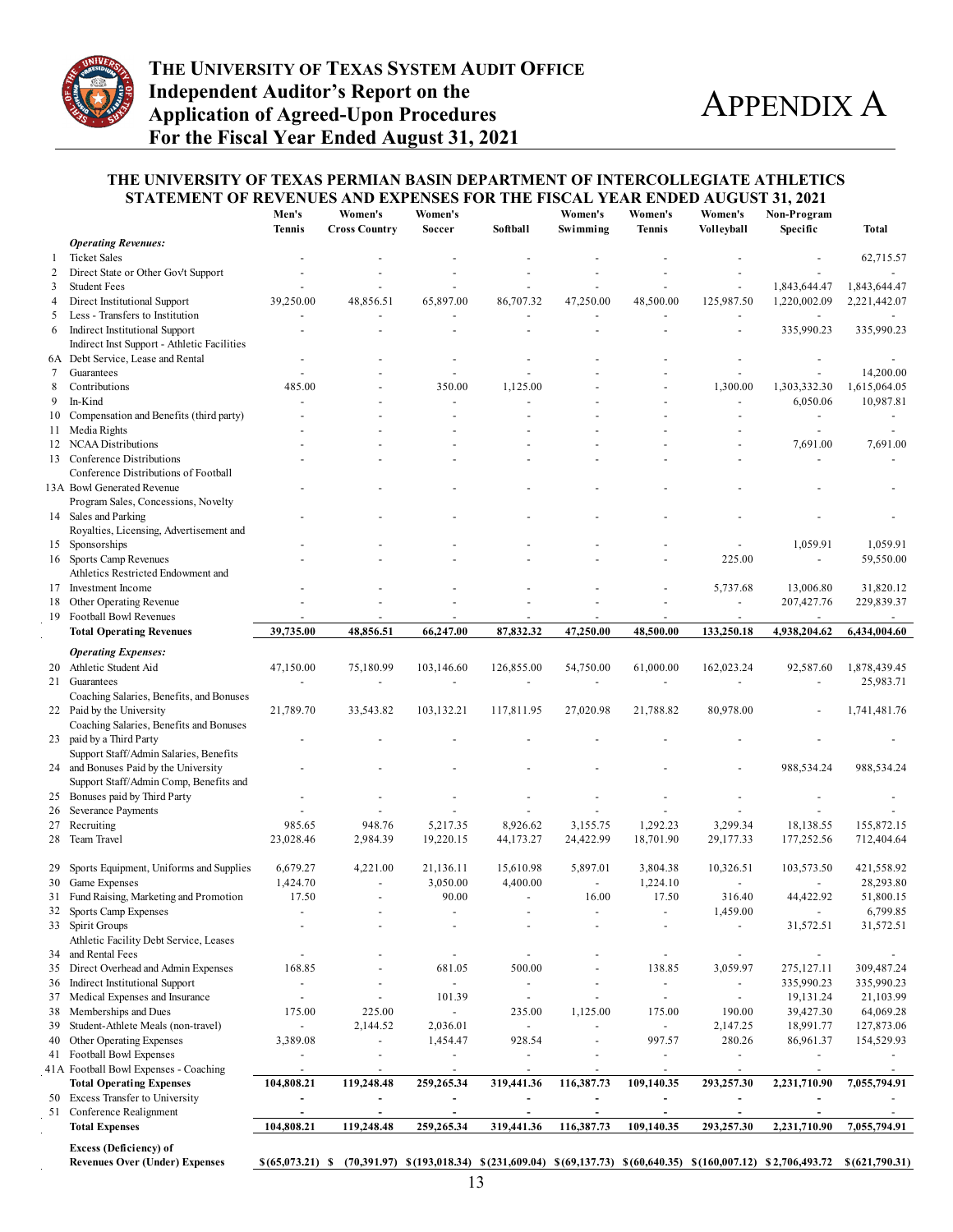# THE UNIVERSITY OF TEXAS SYSTEM AUDIT OFFICE
## Independent Auditor's Report on the Application of Agreed-Upon Procedures For the Fiscal Year Ended August 31, 2021

# APPENDIX A

### THE UNIVERSITY OF TEXAS PERMIAN BASIN DEPARTMENT OF INTERCOLLEGIATE ATHLETICS STATEMENT OF REVENUES AND EXPENSES FOR THE FISCAL YEAR ENDED AUGUST 31, 2021

| | | Men's Tennis | Women's Cross Country | Women's Soccer | Softball | Women's Swimming | Women's Tennis | Women's Volleyball | Non-Program Specific | Total |
|---|---|---|---|---|---|---|---|---|---|---|
| | ***Operating Revenues:*** | | | | | | | | | |
| 1 | Ticket Sales | - | - | - | - | - | - | - | - | 62,715.57 |
| 2 | Direct State or Other Gov't Support | - | - | - | - | - | - | - | - | - |
| 3 | Student Fees | - | - | - | - | - | - | - | 1,843,644.47 | 1,843,644.47 |
| 4 | Direct Institutional Support | 39,250.00 | 48,856.51 | 65,897.00 | 86,707.32 | 47,250.00 | 48,500.00 | 125,987.50 | 1,220,002.09 | 2,221,442.07 |
| 5 | Less - Transfers to Institution | - | - | - | - | - | - | - | - | - |
| 6 | Indirect Institutional Support | - | - | - | - | - | - | - | 335,990.23 | 335,990.23 |
| 6A | Indirect Inst Support - Athletic Facilities Debt Service, Lease and Rental | - | - | - | - | - | - | - | - | - |
| 7 | Guarantees | - | - | - | - | - | - | - | - | 14,200.00 |
| 8 | Contributions | 485.00 | - | 350.00 | 1,125.00 | - | - | 1,300.00 | 1,303,332.30 | 1,615,064.05 |
| 9 | In-Kind | - | - | - | - | - | - | - | 6,050.06 | 10,987.81 |
| 10 | Compensation and Benefits (third party) | - | - | - | - | - | - | - | - | - |
| 11 | Media Rights | - | - | - | - | - | - | - | - | - |
| 12 | NCAA Distributions | - | - | - | - | - | - | - | 7,691.00 | 7,691.00 |
| 13 | Conference Distributions | - | - | - | - | - | - | - | - | - |
| 13A | Conference Distributions of Football Bowl Generated Revenue | - | - | - | - | - | - | - | - | - |
| 14 | Program Sales, Concessions, Novelty Sales and Parking | - | - | - | - | - | - | - | - | - |
| 15 | Royalties, Licensing, Advertisement and Sponsorships | - | - | - | - | - | - | - | 1,059.91 | 1,059.91 |
| 16 | Sports Camp Revenues | - | - | - | - | - | - | 225.00 | - | 59,550.00 |
| 17 | Athletics Restricted Endowment and Investment Income | - | - | - | - | - | - | 5,737.68 | 13,006.80 | 31,820.12 |
| 18 | Other Operating Revenue | - | - | - | - | - | - | - | 207,427.76 | 229,839.37 |
| 19 | Football Bowl Revenues | - | - | - | - | - | - | - | - | - |
| | **Total Operating Revenues** | **39,735.00** | **48,856.51** | **66,247.00** | **87,832.32** | **47,250.00** | **48,500.00** | **133,250.18** | **4,938,204.62** | **6,434,004.60** |
| | ***Operating Expenses:*** | | | | | | | | | |
| 20 | Athletic Student Aid | 47,150.00 | 75,180.99 | 103,146.60 | 126,855.00 | 54,750.00 | 61,000.00 | 162,023.24 | 92,587.60 | 1,878,439.45 |
| 21 | Guarantees | - | - | - | - | - | - | - | - | 25,983.71 |
| 22 | Coaching Salaries, Benefits, and Bonuses Paid by the University | 21,789.70 | 33,543.82 | 103,132.21 | 117,811.95 | 27,020.98 | 21,788.82 | 80,978.00 | - | 1,741,481.76 |
| 23 | Coaching Salaries, Benefits and Bonuses paid by a Third Party | - | - | - | - | - | - | - | - | - |
| 24 | Support Staff/Admin Salaries, Benefits and Bonuses Paid by the University | - | - | - | - | - | - | - | 988,534.24 | 988,534.24 |
| 25 | Support Staff/Admin Comp, Benefits and Bonuses paid by Third Party | - | - | - | - | - | - | - | - | - |
| 26 | Severance Payments | - | - | - | - | - | - | - | - | - |
| 27 | Recruiting | 985.65 | 948.76 | 5,217.35 | 8,926.62 | 3,155.75 | 1,292.23 | 3,299.34 | 18,138.55 | 155,872.15 |
| 28 | Team Travel | 23,028.46 | 2,984.39 | 19,220.15 | 44,173.27 | 24,422.99 | 18,701.90 | 29,177.33 | 177,252.56 | 712,404.64 |
| 29 | Sports Equipment, Uniforms and Supplies | 6,679.27 | 4,221.00 | 21,136.11 | 15,610.98 | 5,897.01 | 3,804.38 | 10,326.51 | 103,573.50 | 421,558.92 |
| 30 | Game Expenses | 1,424.70 | - | 3,050.00 | 4,400.00 | - | 1,224.10 | - | - | 28,293.80 |
| 31 | Fund Raising, Marketing and Promotion | 17.50 | - | 90.00 | - | 16.00 | 17.50 | 316.40 | 44,422.92 | 51,800.15 |
| 32 | Sports Camp Expenses | - | - | - | - | - | - | 1,459.00 | - | 6,799.85 |
| 33 | Spirit Groups | - | - | - | - | - | - | - | 31,572.51 | 31,572.51 |
| 34 | Athletic Facility Debt Service, Leases and Rental Fees | - | - | - | - | - | - | - | - | - |
| 35 | Direct Overhead and Admin Expenses | 168.85 | - | 681.05 | 500.00 | - | 138.85 | 3,059.97 | 275,127.11 | 309,487.24 |
| 36 | Indirect Institutional Support | - | - | - | - | - | - | - | 335,990.23 | 335,990.23 |
| 37 | Medical Expenses and Insurance | - | - | 101.39 | - | - | - | - | 19,131.24 | 21,103.99 |
| 38 | Memberships and Dues | 175.00 | 225.00 | - | 235.00 | 1,125.00 | 175.00 | 190.00 | 39,427.30 | 64,069.28 |
| 39 | Student-Athlete Meals (non-travel) | - | 2,144.52 | 2,036.01 | - | - | - | 2,147.25 | 18,991.77 | 127,873.06 |
| 40 | Other Operating Expenses | 3,389.08 | - | 1,454.47 | 928.54 | - | 997.57 | 280.26 | 86,961.37 | 154,529.93 |
| 41 | Football Bowl Expenses | - | - | - | - | - | - | - | - | - |
| 41A | Football Bowl Expenses - Coaching | - | - | - | - | - | - | - | - | - |
| | **Total Operating Expenses** | **104,808.21** | **119,248.48** | **259,265.34** | **319,441.36** | **116,387.73** | **109,140.35** | **293,257.30** | **2,231,710.90** | **7,055,794.91** |
| 50 | Excess Transfer to University | - | - | - | - | - | - | - | - | - |
| 51 | Conference Realignment | - | - | - | - | - | - | - | - | - |
| | **Total Expenses** | **104,808.21** | **119,248.48** | **259,265.34** | **319,441.36** | **116,387.73** | **109,140.35** | **293,257.30** | **2,231,710.90** | **7,055,794.91** |
| | **Excess (Deficiency) of Revenues Over (Under) Expenses** | **$(65,073.21)** | **$ (70,391.97)** | **$(193,018.34)** | **$(231,609.04)** | **$(69,137.73)** | **$(60,640.35)** | **$(160,007.12)** | **$2,706,493.72** | **$(621,790.31)** |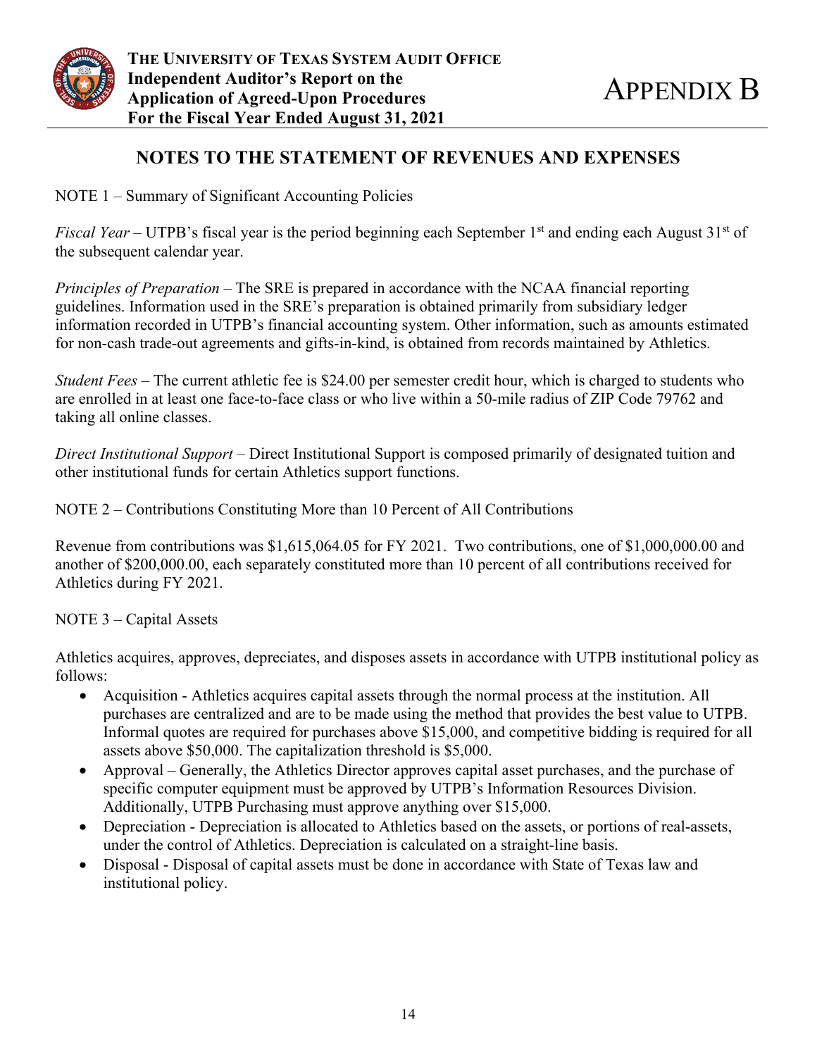## NOTES TO THE STATEMENT OF REVENUES AND EXPENSES

NOTE 1 – Summary of Significant Accounting Policies

*Fiscal Year* – UTPB's fiscal year is the period beginning each September 1st and ending each August 31st of the subsequent calendar year.

*Principles of Preparation* – The SRE is prepared in accordance with the NCAA financial reporting guidelines. Information used in the SRE's preparation is obtained primarily from subsidiary ledger information recorded in UTPB's financial accounting system. Other information, such as amounts estimated for non-cash trade-out agreements and gifts-in-kind, is obtained from records maintained by Athletics.

*Student Fees* – The current athletic fee is $24.00 per semester credit hour, which is charged to students who are enrolled in at least one face-to-face class or who live within a 50-mile radius of ZIP Code 79762 and taking all online classes.

*Direct Institutional Support* – Direct Institutional Support is composed primarily of designated tuition and other institutional funds for certain Athletics support functions.

NOTE 2 – Contributions Constituting More than 10 Percent of All Contributions

Revenue from contributions was $1,615,064.05 for FY 2021. Two contributions, one of $1,000,000.00 and another of $200,000.00, each separately constituted more than 10 percent of all contributions received for Athletics during FY 2021.

NOTE 3 – Capital Assets

Athletics acquires, approves, depreciates, and disposes assets in accordance with UTPB institutional policy as follows:

- Acquisition - Athletics acquires capital assets through the normal process at the institution. All purchases are centralized and are to be made using the method that provides the best value to UTPB. Informal quotes are required for purchases above $15,000, and competitive bidding is required for all assets above $50,000. The capitalization threshold is $5,000.
- Approval – Generally, the Athletics Director approves capital asset purchases, and the purchase of specific computer equipment must be approved by UTPB's Information Resources Division. Additionally, UTPB Purchasing must approve anything over $15,000.
- Depreciation - Depreciation is allocated to Athletics based on the assets, or portions of real-assets, under the control of Athletics. Depreciation is calculated on a straight-line basis.
- Disposal - Disposal of capital assets must be done in accordance with State of Texas law and institutional policy.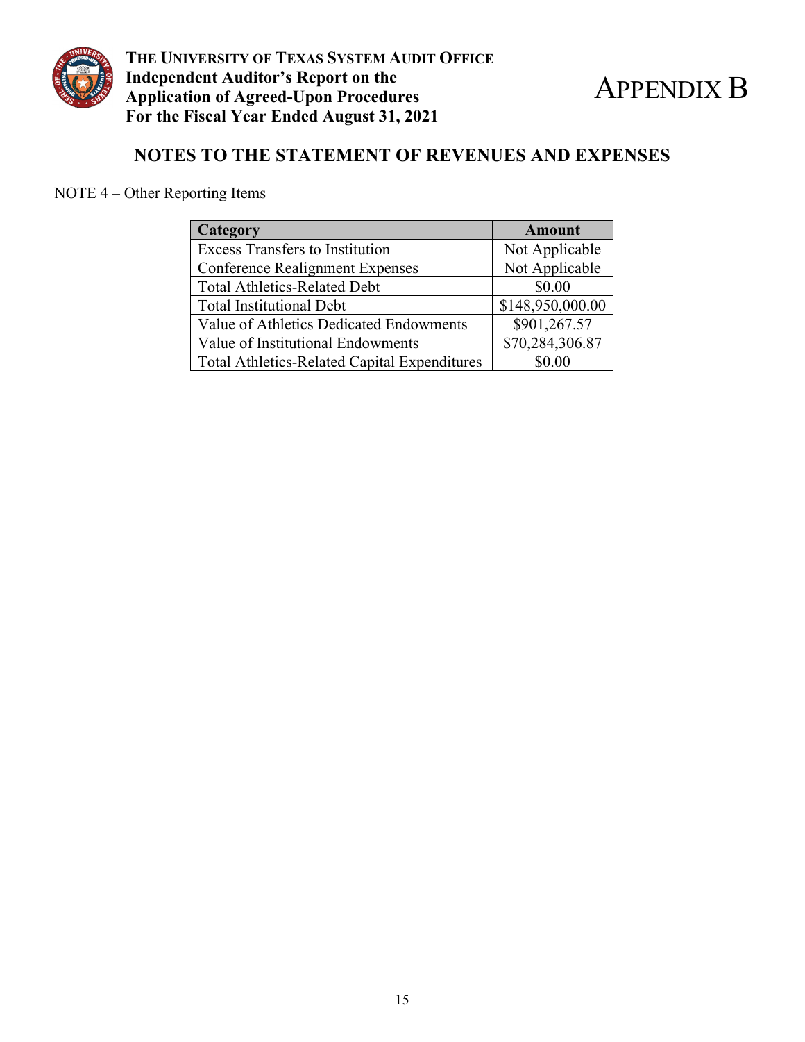## NOTES TO THE STATEMENT OF REVENUES AND EXPENSES

NOTE 4 – Other Reporting Items

| Category | Amount |
|---|---|
| Excess Transfers to Institution | Not Applicable |
| Conference Realignment Expenses | Not Applicable |
| Total Athletics-Related Debt | $0.00 |
| Total Institutional Debt | $148,950,000.00 |
| Value of Athletics Dedicated Endowments | $901,267.57 |
| Value of Institutional Endowments | $70,284,306.87 |
| Total Athletics-Related Capital Expenditures | $0.00 |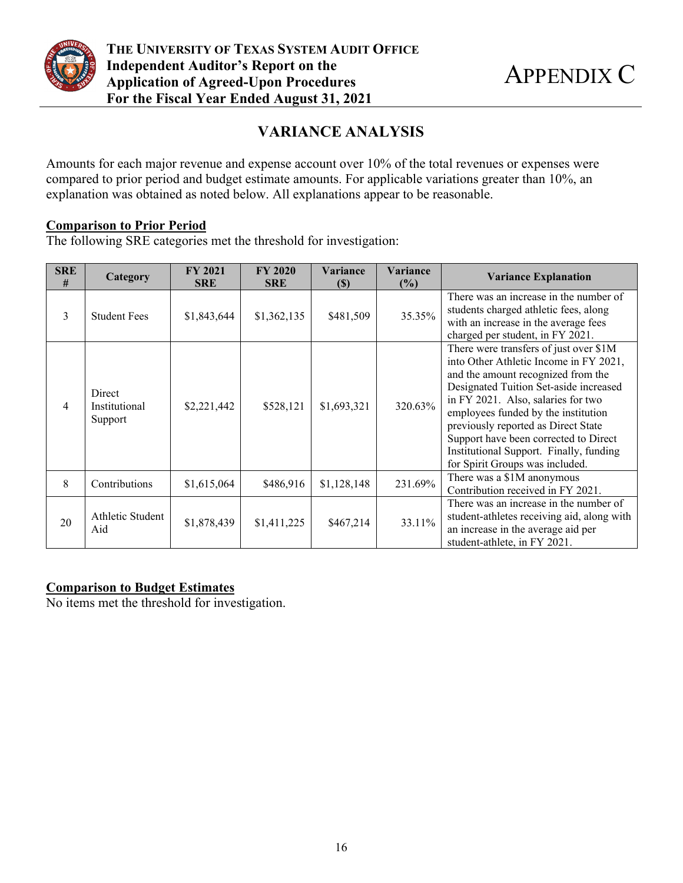# VARIANCE ANALYSIS

Amounts for each major revenue and expense account over 10% of the total revenues or expenses were compared to prior period and budget estimate amounts. For applicable variations greater than 10%, an explanation was obtained as noted below. All explanations appear to be reasonable.

**Comparison to Prior Period**

The following SRE categories met the threshold for investigation:

| SRE # | Category | FY 2021 SRE | FY 2020 SRE | Variance ($) | Variance (%) | Variance Explanation |
|---|---|---|---|---|---|---|
| 3 | Student Fees | $1,843,644 | $1,362,135 | $481,509 | 35.35% | There was an increase in the number of students charged athletic fees, along with an increase in the average fees charged per student, in FY 2021. |
| 4 | Direct Institutional Support | $2,221,442 | $528,121 | $1,693,321 | 320.63% | There were transfers of just over $1M into Other Athletic Income in FY 2021, and the amount recognized from the Designated Tuition Set-aside increased in FY 2021. Also, salaries for two employees funded by the institution previously reported as Direct State Support have been corrected to Direct Institutional Support. Finally, funding for Spirit Groups was included. |
| 8 | Contributions | $1,615,064 | $486,916 | $1,128,148 | 231.69% | There was a $1M anonymous Contribution received in FY 2021. |
| 20 | Athletic Student Aid | $1,878,439 | $1,411,225 | $467,214 | 33.11% | There was an increase in the number of student-athletes receiving aid, along with an increase in the average aid per student-athlete, in FY 2021. |

**Comparison to Budget Estimates**

No items met the threshold for investigation.